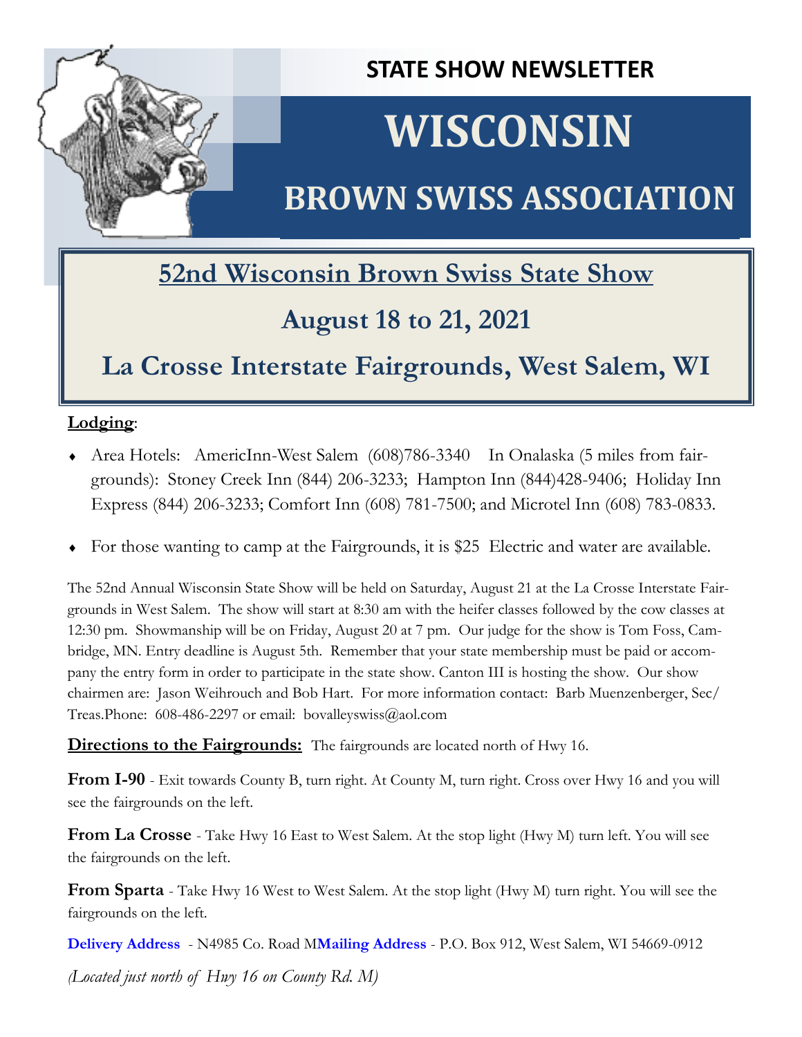**STATE SHOW NEWSLETTER**

# WISCONSIN

# BROWN SWISS ASSOCIATION

## 52nd Wisconsin Brown Swiss State Show

## August 18 to 21, 2021

## La Crosse Interstate Fairgrounds, West Salem, WI

**Lodging**:

- Area Hotels: AmericInn-West Salem (608)786-3340 In Onalaska (5 miles from fairgrounds): Stoney Creek Inn (844) 206-3233; Hampton Inn (844)428-9406; Holiday Inn Express (844) 206-3233; Comfort Inn (608) 781-7500; and Microtel Inn (608) 783-0833.
- For those wanting to camp at the Fairgrounds, it is $25 Electric and water are available.

The 52nd Annual Wisconsin State Show will be held on Saturday, August 21 at the La Crosse Interstate Fairgrounds in West Salem. The show will start at 8:30 am with the heifer classes followed by the cow classes at 12:30 pm. Showmanship will be on Friday, August 20 at 7 pm. Our judge for the show is Tom Foss, Cambridge, MN. Entry deadline is August 5th. Remember that your state membership must be paid or accompany the entry form in order to participate in the state show. Canton III is hosting the show. Our show chairmen are: Jason Weihrouch and Bob Hart. For more information contact: Barb Muenzenberger, Sec/Treas.Phone: 608-486-2297 or email: bovalleyswiss@aol.com

**Directions to the Fairgrounds:** The fairgrounds are located north of Hwy 16.

**From I-90** - Exit towards County B, turn right. At County M, turn right. Cross over Hwy 16 and you will see the fairgrounds on the left.

**From La Crosse** - Take Hwy 16 East to West Salem. At the stop light (Hwy M) turn left. You will see the fairgrounds on the left.

**From Sparta** - Take Hwy 16 West to West Salem. At the stop light (Hwy M) turn right. You will see the fairgrounds on the left.

**Delivery Address** - N4985 Co. Road M**Mailing Address** - P.O. Box 912, West Salem, WI 54669-0912

*(Located just north of Hwy 16 on County Rd. M)*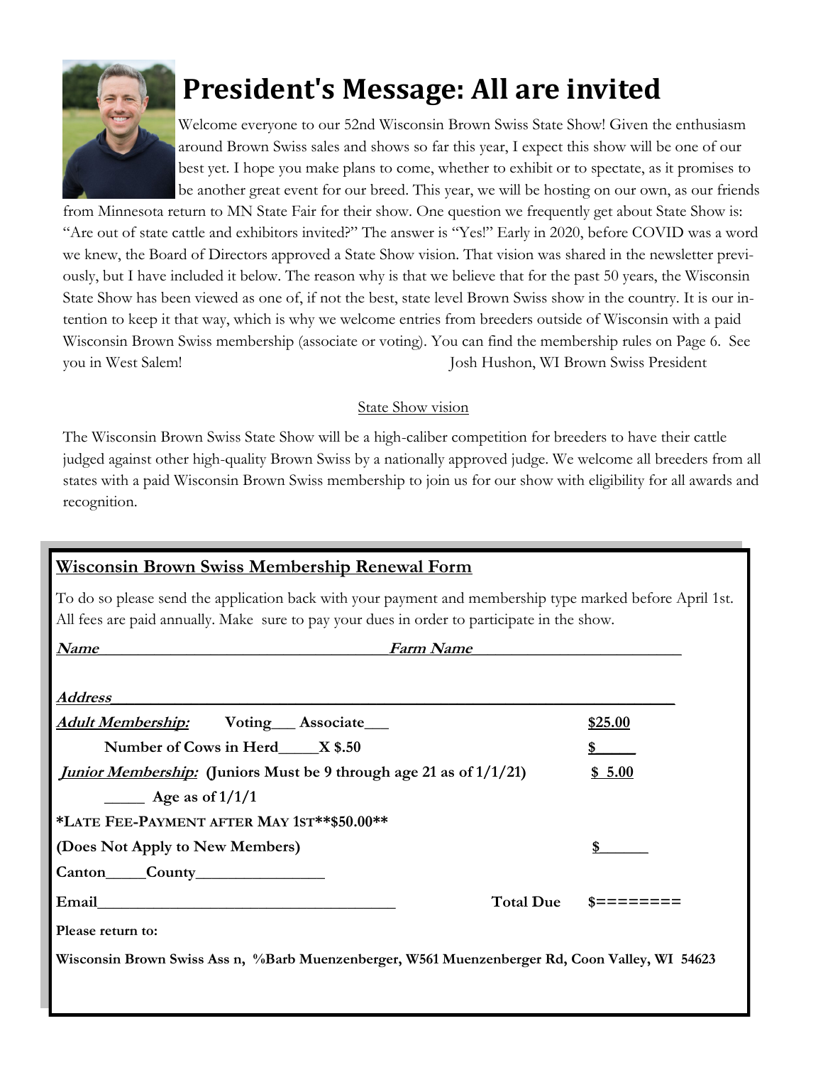# President's Message: All are invited

Welcome everyone to our 52nd Wisconsin Brown Swiss State Show! Given the enthusiasm around Brown Swiss sales and shows so far this year, I expect this show will be one of our best yet. I hope you make plans to come, whether to exhibit or to spectate, as it promises to be another great event for our breed. This year, we will be hosting on our own, as our friends from Minnesota return to MN State Fair for their show. One question we frequently get about State Show is: "Are out of state cattle and exhibitors invited?" The answer is "Yes!" Early in 2020, before COVID was a word we knew, the Board of Directors approved a State Show vision. That vision was shared in the newsletter previously, but I have included it below. The reason why is that we believe that for the past 50 years, the Wisconsin State Show has been viewed as one of, if not the best, state level Brown Swiss show in the country. It is our intention to keep it that way, which is why we welcome entries from breeders outside of Wisconsin with a paid Wisconsin Brown Swiss membership (associate or voting). You can find the membership rules on Page 6. See you in West Salem!

Josh Hushon, WI Brown Swiss President

State Show vision

The Wisconsin Brown Swiss State Show will be a high-caliber competition for breeders to have their cattle judged against other high-quality Brown Swiss by a nationally approved judge. We welcome all breeders from all states with a paid Wisconsin Brown Swiss membership to join us for our show with eligibility for all awards and recognition.

## Wisconsin Brown Swiss Membership Renewal Form

To do so please send the application back with your payment and membership type marked before April 1st. All fees are paid annually. Make sure to pay your dues in order to participate in the show.

***Name*** ______________________ ***Farm Name*** ______________________

***Address*** ______________________________________________

***Adult Membership:*** **Voting___ Associate___** **$25.00**

**Number of Cows in Herd_____X $.50** **$_____**

***Junior Membership:*** **(Juniors Must be 9 through age 21 as of 1/1/21)** **$ 5.00**

**_____ Age as of 1/1/1**

**\*LATE FEE-PAYMENT AFTER MAY 1ST\*\*$50.00\*\***

**(Does Not Apply to New Members)** **$______**

**Canton_____County________________**

**Email______________________________** **Total Due** **$========**

**Please return to:**

**Wisconsin Brown Swiss Ass n, %Barb Muenzenberger, W561 Muenzenberger Rd, Coon Valley, WI 54623**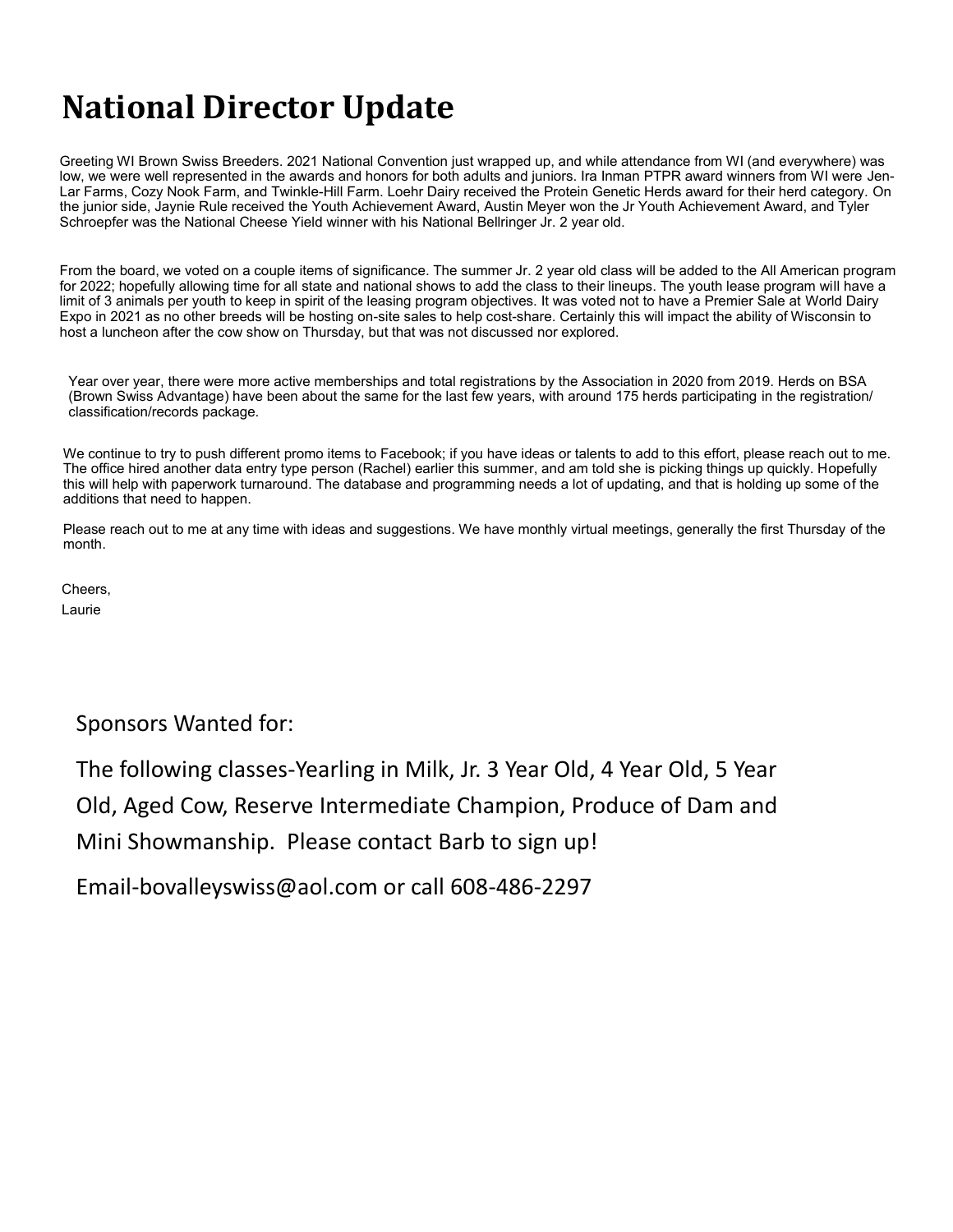# National Director Update

Greeting WI Brown Swiss Breeders. 2021 National Convention just wrapped up, and while attendance from WI (and everywhere) was low, we were well represented in the awards and honors for both adults and juniors. Ira Inman PTPR award winners from WI were Jen-Lar Farms, Cozy Nook Farm, and Twinkle-Hill Farm. Loehr Dairy received the Protein Genetic Herds award for their herd category. On the junior side, Jaynie Rule received the Youth Achievement Award, Austin Meyer won the Jr Youth Achievement Award, and Tyler Schroepfer was the National Cheese Yield winner with his National Bellringer Jr. 2 year old.

From the board, we voted on a couple items of significance. The summer Jr. 2 year old class will be added to the All American program for 2022; hopefully allowing time for all state and national shows to add the class to their lineups. The youth lease program will have a limit of 3 animals per youth to keep in spirit of the leasing program objectives. It was voted not to have a Premier Sale at World Dairy Expo in 2021 as no other breeds will be hosting on-site sales to help cost-share. Certainly this will impact the ability of Wisconsin to host a luncheon after the cow show on Thursday, but that was not discussed nor explored.

Year over year, there were more active memberships and total registrations by the Association in 2020 from 2019. Herds on BSA (Brown Swiss Advantage) have been about the same for the last few years, with around 175 herds participating in the registration/classification/records package.

We continue to try to push different promo items to Facebook; if you have ideas or talents to add to this effort, please reach out to me. The office hired another data entry type person (Rachel) earlier this summer, and am told she is picking things up quickly. Hopefully this will help with paperwork turnaround. The database and programming needs a lot of updating, and that is holding up some of the additions that need to happen.

Please reach out to me at any time with ideas and suggestions. We have monthly virtual meetings, generally the first Thursday of the month.

Cheers,
Laurie

Sponsors Wanted for:

The following classes-Yearling in Milk, Jr. 3 Year Old, 4 Year Old, 5 Year Old, Aged Cow, Reserve Intermediate Champion, Produce of Dam and Mini Showmanship. Please contact Barb to sign up!

Email-bovalleyswiss@aol.com or call 608-486-2297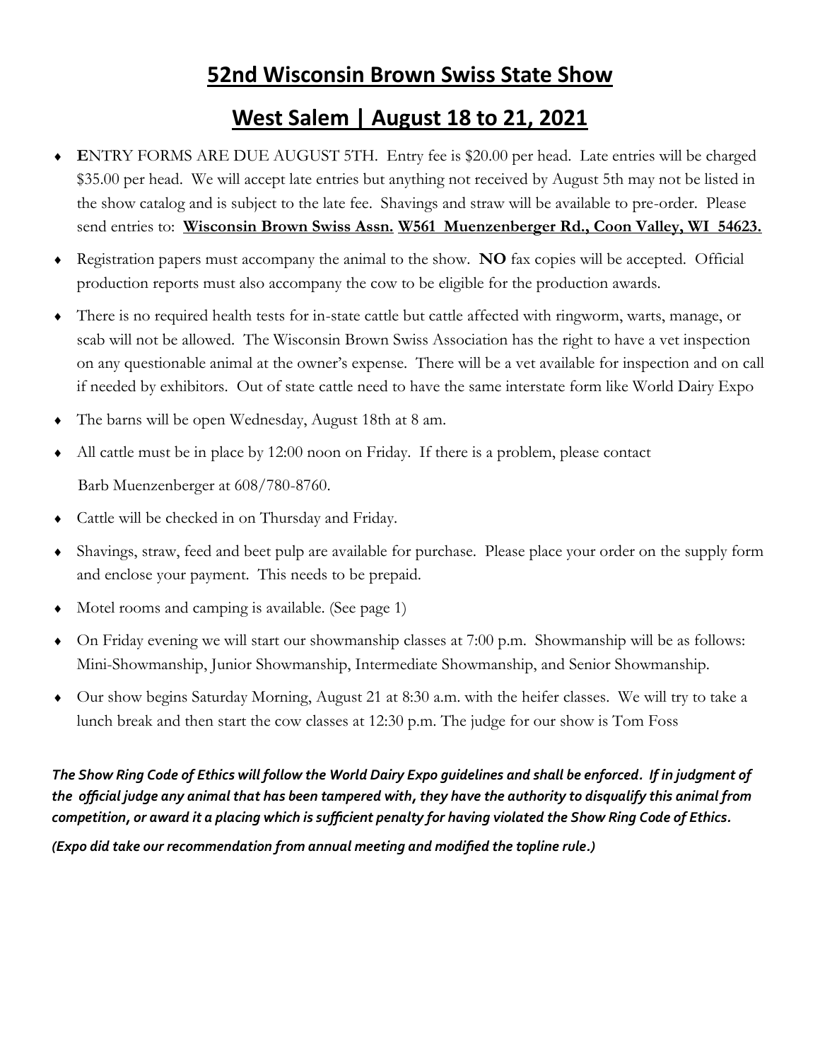# 52nd Wisconsin Brown Swiss State Show

# West Salem | August 18 to 21, 2021

- **E**NTRY FORMS ARE DUE AUGUST 5TH. Entry fee is $20.00 per head. Late entries will be charged $35.00 per head. We will accept late entries but anything not received by August 5th may not be listed in the show catalog and is subject to the late fee. Shavings and straw will be available to pre-order. Please send entries to: **Wisconsin Brown Swiss Assn. W561 Muenzenberger Rd., Coon Valley, WI 54623.**
- Registration papers must accompany the animal to the show. **NO** fax copies will be accepted. Official production reports must also accompany the cow to be eligible for the production awards.
- There is no required health tests for in-state cattle but cattle affected with ringworm, warts, manage, or scab will not be allowed. The Wisconsin Brown Swiss Association has the right to have a vet inspection on any questionable animal at the owner's expense. There will be a vet available for inspection and on call if needed by exhibitors. Out of state cattle need to have the same interstate form like World Dairy Expo
- The barns will be open Wednesday, August 18th at 8 am.
- All cattle must be in place by 12:00 noon on Friday. If there is a problem, please contact Barb Muenzenberger at 608/780-8760.
- Cattle will be checked in on Thursday and Friday.
- Shavings, straw, feed and beet pulp are available for purchase. Please place your order on the supply form and enclose your payment. This needs to be prepaid.
- Motel rooms and camping is available. (See page 1)
- On Friday evening we will start our showmanship classes at 7:00 p.m. Showmanship will be as follows: Mini-Showmanship, Junior Showmanship, Intermediate Showmanship, and Senior Showmanship.
- Our show begins Saturday Morning, August 21 at 8:30 a.m. with the heifer classes. We will try to take a lunch break and then start the cow classes at 12:30 p.m. The judge for our show is Tom Foss

***The Show Ring Code of Ethics will follow the World Dairy Expo guidelines and shall be enforced. If in judgment of the official judge any animal that has been tampered with, they have the authority to disqualify this animal from competition, or award it a placing which is sufficient penalty for having violated the Show Ring Code of Ethics.***

***(Expo did take our recommendation from annual meeting and modified the topline rule.)***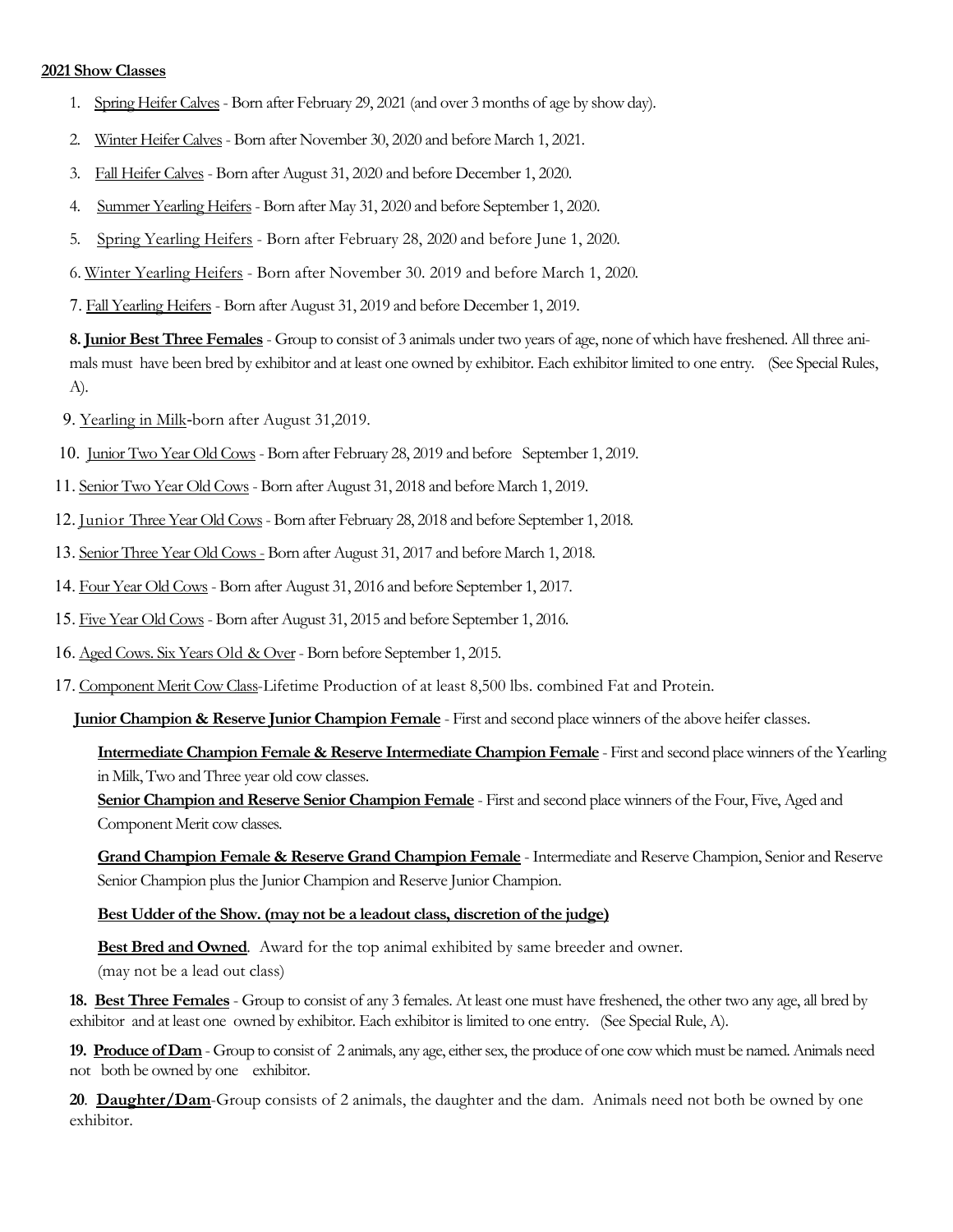**2021 Show Classes**

1. Spring Heifer Calves - Born after February 29, 2021 (and over 3 months of age by show day).
2. Winter Heifer Calves - Born after November 30, 2020 and before March 1, 2021.
3. Fall Heifer Calves - Born after August 31, 2020 and before December 1, 2020.
4. Summer Yearling Heifers - Born after May 31, 2020 and before September 1, 2020.
5. Spring Yearling Heifers - Born after February 28, 2020 and before June 1, 2020.
6. Winter Yearling Heifers - Born after November 30. 2019 and before March 1, 2020.
7. Fall Yearling Heifers - Born after August 31, 2019 and before December 1, 2019.
8. **Junior Best Three Females** - Group to consist of 3 animals under two years of age, none of which have freshened. All three animals must have been bred by exhibitor and at least one owned by exhibitor. Each exhibitor limited to one entry. (See Special Rules, A).
9. Yearling in Milk-born after August 31,2019.
10. Junior Two Year Old Cows - Born after February 28, 2019 and before September 1, 2019.
11. Senior Two Year Old Cows - Born after August 31, 2018 and before March 1, 2019.
12. Junior Three Year Old Cows - Born after February 28, 2018 and before September 1, 2018.
13. Senior Three Year Old Cows - Born after August 31, 2017 and before March 1, 2018.
14. Four Year Old Cows - Born after August 31, 2016 and before September 1, 2017.
15. Five Year Old Cows - Born after August 31, 2015 and before September 1, 2016.
16. Aged Cows. Six Years Old & Over - Born before September 1, 2015.
17. Component Merit Cow Class-Lifetime Production of at least 8,500 lbs. combined Fat and Protein.

**Junior Champion & Reserve Junior Champion Female** - First and second place winners of the above heifer classes.

**Intermediate Champion Female & Reserve Intermediate Champion Female** - First and second place winners of the Yearling in Milk, Two and Three year old cow classes.

**Senior Champion and Reserve Senior Champion Female** - First and second place winners of the Four, Five, Aged and Component Merit cow classes.

**Grand Champion Female & Reserve Grand Champion Female** - Intermediate and Reserve Champion, Senior and Reserve Senior Champion plus the Junior Champion and Reserve Junior Champion.

**Best Udder of the Show. (may not be a leadout class, discretion of the judge)**

**Best Bred and Owned**. Award for the top animal exhibited by same breeder and owner. (may not be a lead out class)

18. **Best Three Females** - Group to consist of any 3 females. At least one must have freshened, the other two any age, all bred by exhibitor and at least one owned by exhibitor. Each exhibitor is limited to one entry. (See Special Rule, A).
19. **Produce of Dam** - Group to consist of 2 animals, any age, either sex, the produce of one cow which must be named. Animals need not both be owned by one exhibitor.
20. **Daughter/Dam**-Group consists of 2 animals, the daughter and the dam. Animals need not both be owned by one exhibitor.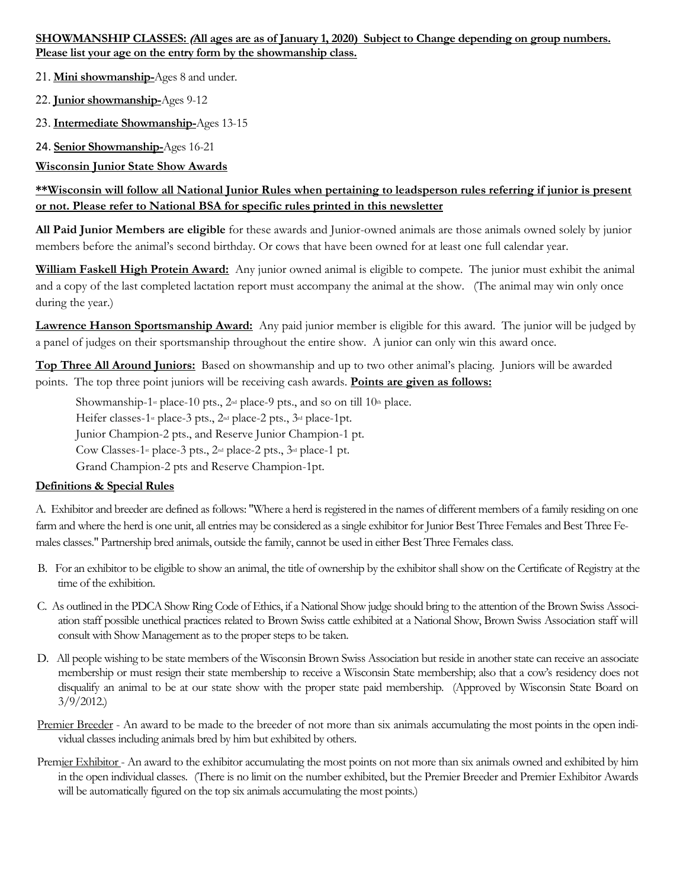**SHOWMANSHIP CLASSES: (All ages are as of January 1, 2020) Subject to Change depending on group numbers. Please list your age on the entry form by the showmanship class.**

21. **Mini showmanship-**Ages 8 and under.
22. **Junior showmanship-**Ages 9-12
23. **Intermediate Showmanship-**Ages 13-15
24. **Senior Showmanship-**Ages 16-21

**Wisconsin Junior State Show Awards**

**\*\*Wisconsin will follow all National Junior Rules when pertaining to leadsperson rules referring if junior is present or not. Please refer to National BSA for specific rules printed in this newsletter**

**All Paid Junior Members are eligible** for these awards and Junior-owned animals are those animals owned solely by junior members before the animal's second birthday. Or cows that have been owned for at least one full calendar year.

**William Faskell High Protein Award:** Any junior owned animal is eligible to compete. The junior must exhibit the animal and a copy of the last completed lactation report must accompany the animal at the show. (The animal may win only once during the year.)

**Lawrence Hanson Sportsmanship Award:** Any paid junior member is eligible for this award. The junior will be judged by a panel of judges on their sportsmanship throughout the entire show. A junior can only win this award once.

**Top Three All Around Juniors:** Based on showmanship and up to two other animal's placing. Juniors will be awarded points. The top three point juniors will be receiving cash awards. **Points are given as follows:**

Showmanship-1st place-10 pts., 2nd place-9 pts., and so on till 10th place.
Heifer classes-1st place-3 pts., 2nd place-2 pts., 3rd place-1pt.
Junior Champion-2 pts., and Reserve Junior Champion-1 pt.
Cow Classes-1st place-3 pts., 2nd place-2 pts., 3rd place-1 pt.
Grand Champion-2 pts and Reserve Champion-1pt.

**Definitions & Special Rules**

A. Exhibitor and breeder are defined as follows: "Where a herd is registered in the names of different members of a family residing on one farm and where the herd is one unit, all entries may be considered as a single exhibitor for Junior Best Three Females and Best Three Females classes." Partnership bred animals, outside the family, cannot be used in either Best Three Females class.

B. For an exhibitor to be eligible to show an animal, the title of ownership by the exhibitor shall show on the Certificate of Registry at the time of the exhibition.

C. As outlined in the PDCA Show Ring Code of Ethics, if a National Show judge should bring to the attention of the Brown Swiss Association staff possible unethical practices related to Brown Swiss cattle exhibited at a National Show, Brown Swiss Association staff will consult with Show Management as to the proper steps to be taken.

D. All people wishing to be state members of the Wisconsin Brown Swiss Association but reside in another state can receive an associate membership or must resign their state membership to receive a Wisconsin State membership; also that a cow's residency does not disqualify an animal to be at our state show with the proper state paid membership. (Approved by Wisconsin State Board on 3/9/2012.)

Premier Breeder - An award to be made to the breeder of not more than six animals accumulating the most points in the open individual classes including animals bred by him but exhibited by others.

Premier Exhibitor - An award to the exhibitor accumulating the most points on not more than six animals owned and exhibited by him in the open individual classes. (There is no limit on the number exhibited, but the Premier Breeder and Premier Exhibitor Awards will be automatically figured on the top six animals accumulating the most points.)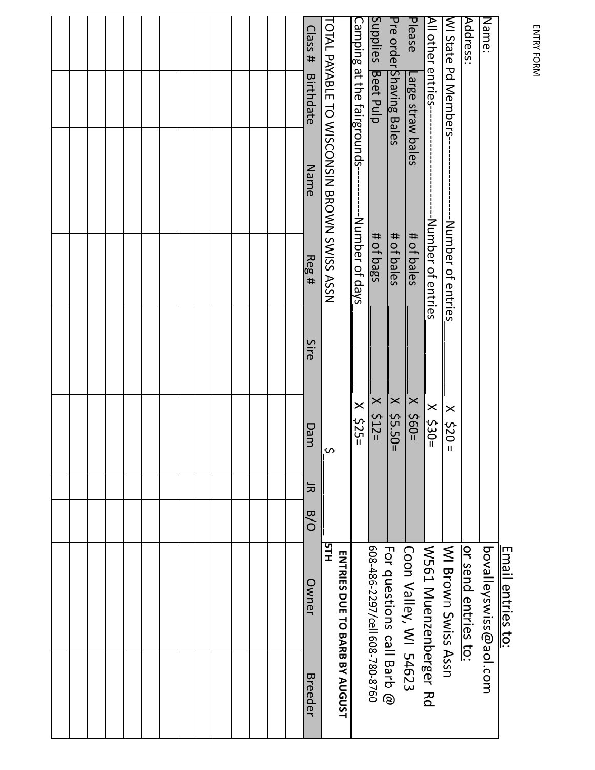ENTRY FORM

| Name: | |
|---|---|
| Address: | |

**Email entries to:**
bovalleyswiss@aol.com

**or send entries to:**
WI Brown Swiss Assn
W561 Muenzenberger Rd
Coon Valley, WI 54623

For questions call Barb @
608-486-2297/cell 608-780-8760

WI State Pd Members------------------Number of entries______ X $20 =

All other entries---------------------Number of entries______ X $30=

| Please | Large straw bales | # of bales | ______ X $60= |
|---|---|---|---|
| Pre order | Shaving Bales | # of bales | ______ X $5.50= |
| Supplies | Beet Pulp | # of bags | ______ X $12= |

Camping at the fairgrounds---------Number of days______ X $25=

TOTAL PAYABLE TO WISCONSIN BROWN SWISS ASSN $______

**ENTRIES DUE TO BARB BY AUGUST 5TH**

| Class # | Birthdate | Name | Reg # | Sire | Dam | JR | B/O | Owner | Breeder |
|---|---|---|---|---|---|---|---|---|---|
| | | | | | | | | | |
| | | | | | | | | | |
| | | | | | | | | | |
| | | | | | | | | | |
| | | | | | | | | | |
| | | | | | | | | | |
| | | | | | | | | | |
| | | | | | | | | | |
| | | | | | | | | | |
| | | | | | | | | | |
| | | | | | | | | | |
| | | | | | | | | | |
| | | | | | | | | | |
| | | | | | | | | | |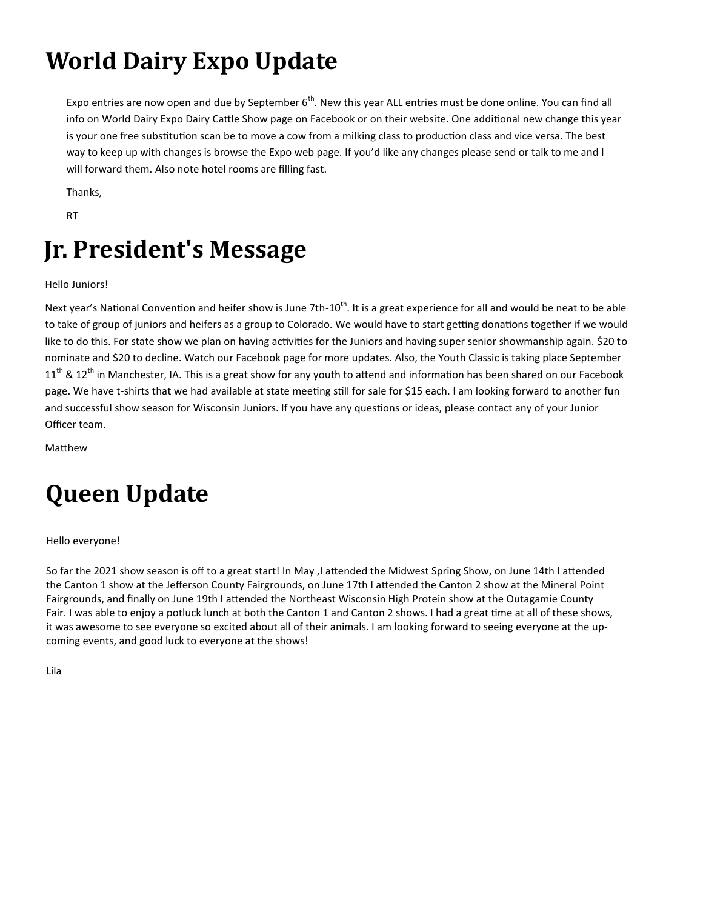# World Dairy Expo Update

Expo entries are now open and due by September 6th. New this year ALL entries must be done online. You can find all info on World Dairy Expo Dairy Cattle Show page on Facebook or on their website. One additional new change this year is your one free substitution scan be to move a cow from a milking class to production class and vice versa. The best way to keep up with changes is browse the Expo web page. If you'd like any changes please send or talk to me and I will forward them. Also note hotel rooms are filling fast.

Thanks,

RT

# Jr. President's Message

Hello Juniors!

Next year's National Convention and heifer show is June 7th-10th. It is a great experience for all and would be neat to be able to take of group of juniors and heifers as a group to Colorado. We would have to start getting donations together if we would like to do this. For state show we plan on having activities for the Juniors and having super senior showmanship again. $20 to nominate and $20 to decline. Watch our Facebook page for more updates. Also, the Youth Classic is taking place September 11th & 12th in Manchester, IA. This is a great show for any youth to attend and information has been shared on our Facebook page. We have t-shirts that we had available at state meeting still for sale for $15 each. I am looking forward to another fun and successful show season for Wisconsin Juniors. If you have any questions or ideas, please contact any of your Junior Officer team.

Matthew

# Queen Update

Hello everyone!

So far the 2021 show season is off to a great start! In May ,I attended the Midwest Spring Show, on June 14th I attended the Canton 1 show at the Jefferson County Fairgrounds, on June 17th I attended the Canton 2 show at the Mineral Point Fairgrounds, and finally on June 19th I attended the Northeast Wisconsin High Protein show at the Outagamie County Fair. I was able to enjoy a potluck lunch at both the Canton 1 and Canton 2 shows. I had a great time at all of these shows, it was awesome to see everyone so excited about all of their animals. I am looking forward to seeing everyone at the up-coming events, and good luck to everyone at the shows!

Lila